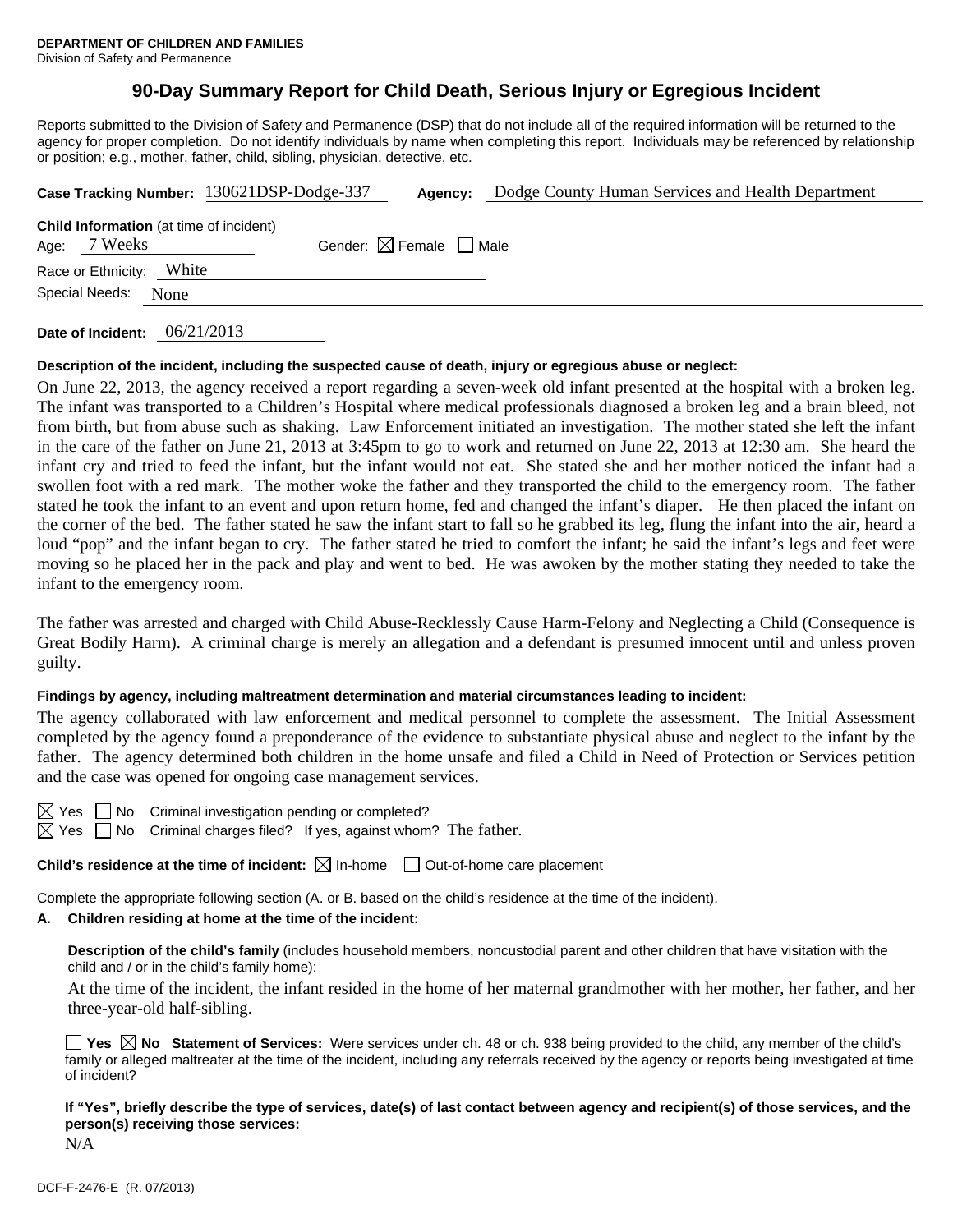**DEPARTMENT OF CHILDREN AND FAMILIES**
Division of Safety and Permanence

# 90-Day Summary Report for Child Death, Serious Injury or Egregious Incident

Reports submitted to the Division of Safety and Permanence (DSP) that do not include all of the required information will be returned to the agency for proper completion. Do not identify individuals by name when completing this report. Individuals may be referenced by relationship or position; e.g., mother, father, child, sibling, physician, detective, etc.

**Case Tracking Number:** 130621DSP-Dodge-337 **Agency:** Dodge County Human Services and Health Department

**Child Information** (at time of incident)
Age: 7 Weeks Gender: ☒ Female ☐ Male
Race or Ethnicity: White
Special Needs: None

**Date of Incident:** 06/21/2013

**Description of the incident, including the suspected cause of death, injury or egregious abuse or neglect:**

On June 22, 2013, the agency received a report regarding a seven-week old infant presented at the hospital with a broken leg. The infant was transported to a Children's Hospital where medical professionals diagnosed a broken leg and a brain bleed, not from birth, but from abuse such as shaking. Law Enforcement initiated an investigation. The mother stated she left the infant in the care of the father on June 21, 2013 at 3:45pm to go to work and returned on June 22, 2013 at 12:30 am. She heard the infant cry and tried to feed the infant, but the infant would not eat. She stated she and her mother noticed the infant had a swollen foot with a red mark. The mother woke the father and they transported the child to the emergency room. The father stated he took the infant to an event and upon return home, fed and changed the infant's diaper. He then placed the infant on the corner of the bed. The father stated he saw the infant start to fall so he grabbed its leg, flung the infant into the air, heard a loud "pop" and the infant began to cry. The father stated he tried to comfort the infant; he said the infant's legs and feet were moving so he placed her in the pack and play and went to bed. He was awoken by the mother stating they needed to take the infant to the emergency room.

The father was arrested and charged with Child Abuse-Recklessly Cause Harm-Felony and Neglecting a Child (Consequence is Great Bodily Harm). A criminal charge is merely an allegation and a defendant is presumed innocent until and unless proven guilty.

**Findings by agency, including maltreatment determination and material circumstances leading to incident:**

The agency collaborated with law enforcement and medical personnel to complete the assessment. The Initial Assessment completed by the agency found a preponderance of the evidence to substantiate physical abuse and neglect to the infant by the father. The agency determined both children in the home unsafe and filed a Child in Need of Protection or Services petition and the case was opened for ongoing case management services.

☒ Yes ☐ No Criminal investigation pending or completed?
☒ Yes ☐ No Criminal charges filed? If yes, against whom? The father.

**Child's residence at the time of incident:** ☒ In-home ☐ Out-of-home care placement

Complete the appropriate following section (A. or B. based on the child's residence at the time of the incident).

**A. Children residing at home at the time of the incident:**

**Description of the child's family** (includes household members, noncustodial parent and other children that have visitation with the child and / or in the child's family home):

At the time of the incident, the infant resided in the home of her maternal grandmother with her mother, her father, and her three-year-old half-sibling.

☐ **Yes** ☒ **No** **Statement of Services:** Were services under ch. 48 or ch. 938 being provided to the child, any member of the child's family or alleged maltreater at the time of the incident, including any referrals received by the agency or reports being investigated at time of incident?

**If "Yes", briefly describe the type of services, date(s) of last contact between agency and recipient(s) of those services, and the person(s) receiving those services:**

N/A

DCF-F-2476-E (R. 07/2013)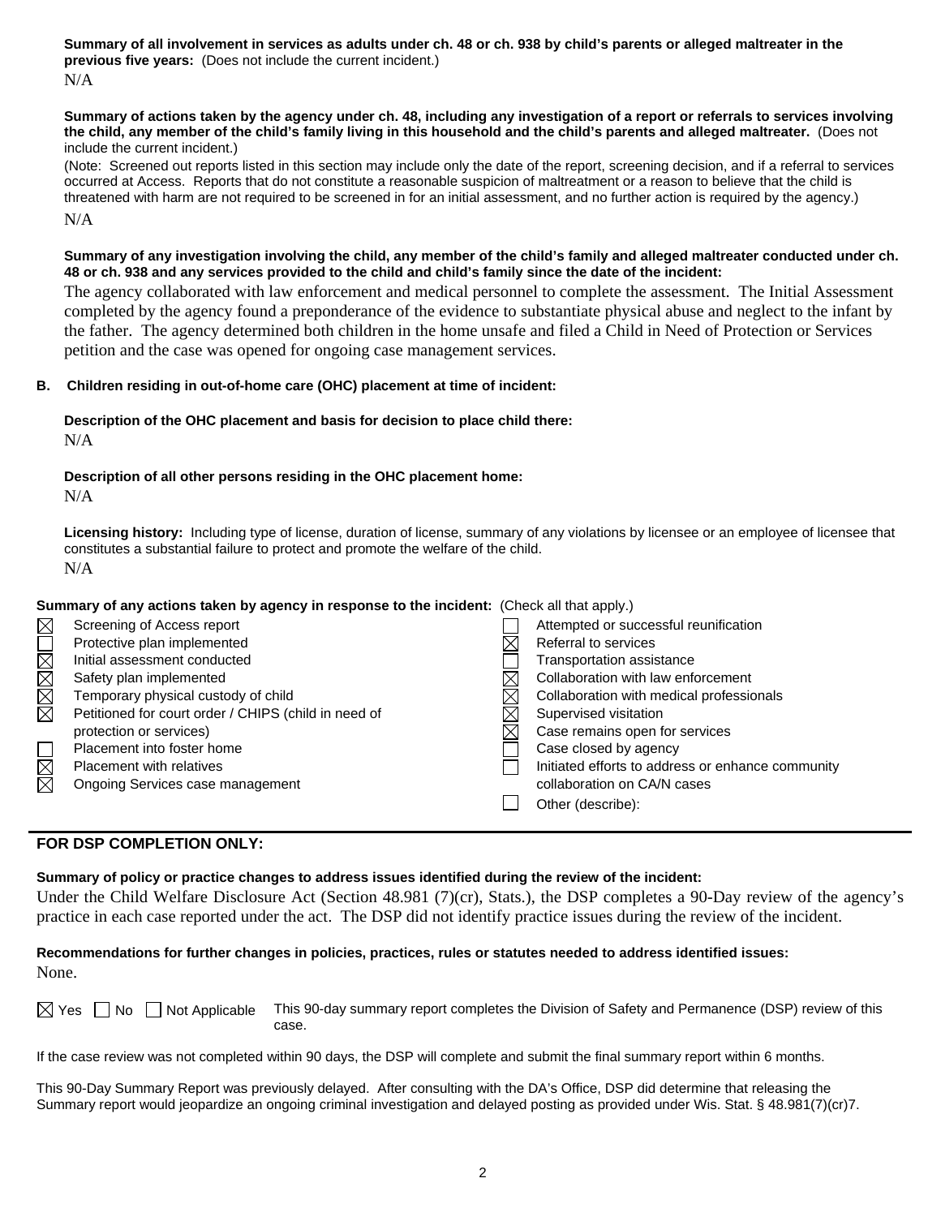**Summary of all involvement in services as adults under ch. 48 or ch. 938 by child's parents or alleged maltreater in the previous five years:** (Does not include the current incident.)

N/A

**Summary of actions taken by the agency under ch. 48, including any investigation of a report or referrals to services involving the child, any member of the child's family living in this household and the child's parents and alleged maltreater.** (Does not include the current incident.)

(Note: Screened out reports listed in this section may include only the date of the report, screening decision, and if a referral to services occurred at Access. Reports that do not constitute a reasonable suspicion of maltreatment or a reason to believe that the child is threatened with harm are not required to be screened in for an initial assessment, and no further action is required by the agency.)

N/A

**Summary of any investigation involving the child, any member of the child's family and alleged maltreater conducted under ch. 48 or ch. 938 and any services provided to the child and child's family since the date of the incident:**

The agency collaborated with law enforcement and medical personnel to complete the assessment. The Initial Assessment completed by the agency found a preponderance of the evidence to substantiate physical abuse and neglect to the infant by the father. The agency determined both children in the home unsafe and filed a Child in Need of Protection or Services petition and the case was opened for ongoing case management services.

**B. Children residing in out-of-home care (OHC) placement at time of incident:**

**Description of the OHC placement and basis for decision to place child there:**

N/A

**Description of all other persons residing in the OHC placement home:**

N/A

**Licensing history:** Including type of license, duration of license, summary of any violations by licensee or an employee of licensee that constitutes a substantial failure to protect and promote the welfare of the child.

N/A

**Summary of any actions taken by agency in response to the incident:** (Check all that apply.)

- ☒ Screening of Access report
- ☐ Protective plan implemented
- ☒ Initial assessment conducted
- ☒ Safety plan implemented
- ☒ Temporary physical custody of child
- ☒ Petitioned for court order / CHIPS (child in need of protection or services)
- ☐ Placement into foster home
- ☒ Placement with relatives
- ☒ Ongoing Services case management
- ☐ Attempted or successful reunification
- ☒ Referral to services
- ☐ Transportation assistance
- ☒ Collaboration with law enforcement
- ☒ Collaboration with medical professionals
- ☒ Supervised visitation
- ☒ Case remains open for services
- ☐ Case closed by agency
- ☐ Initiated efforts to address or enhance community collaboration on CA/N cases
- ☐ Other (describe):

## FOR DSP COMPLETION ONLY:

**Summary of policy or practice changes to address issues identified during the review of the incident:**

Under the Child Welfare Disclosure Act (Section 48.981 (7)(cr), Stats.), the DSP completes a 90-Day review of the agency's practice in each case reported under the act. The DSP did not identify practice issues during the review of the incident.

**Recommendations for further changes in policies, practices, rules or statutes needed to address identified issues:**

None.

☒ Yes ☐ No ☐ Not Applicable This 90-day summary report completes the Division of Safety and Permanence (DSP) review of this case.

If the case review was not completed within 90 days, the DSP will complete and submit the final summary report within 6 months.

This 90-Day Summary Report was previously delayed. After consulting with the DA's Office, DSP did determine that releasing the Summary report would jeopardize an ongoing criminal investigation and delayed posting as provided under Wis. Stat. § 48.981(7)(cr)7.